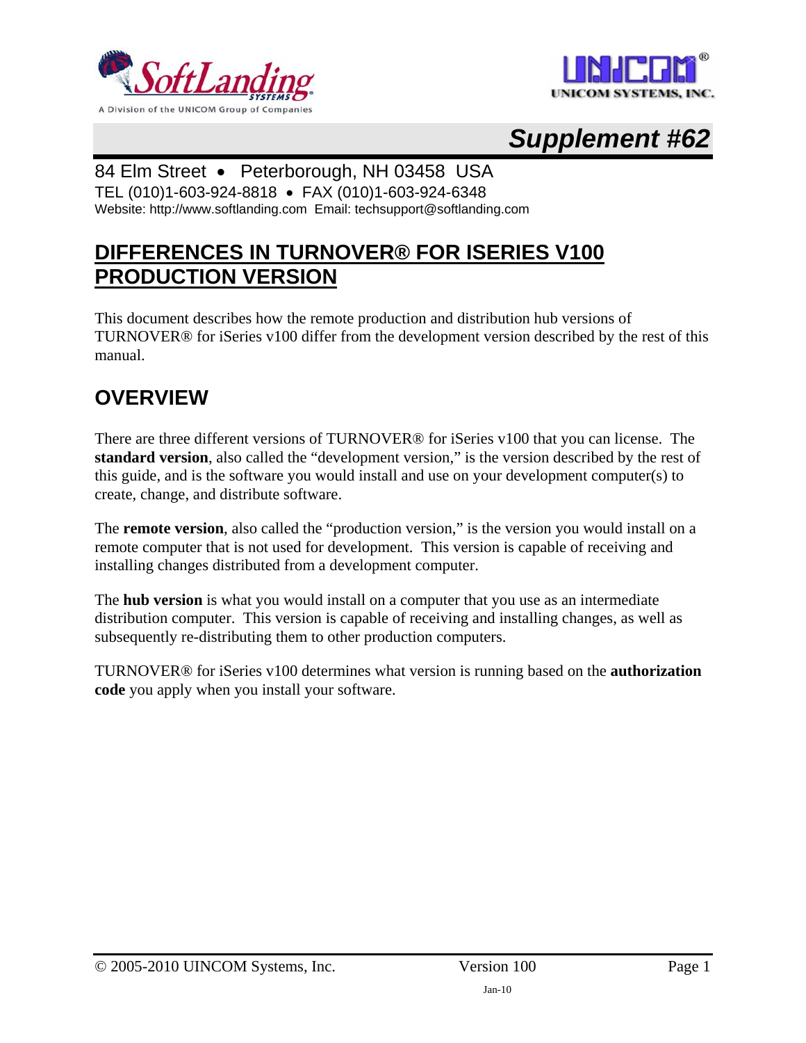# Supplement #62

84 Elm Street • Peterborough, NH 03458 USA
TEL (010)1-603-924-8818 • FAX (010)1-603-924-6348
Website: http://www.softlanding.com Email: techsupport@softlanding.com

## DIFFERENCES IN TURNOVER® FOR ISERIES V100 PRODUCTION VERSION

This document describes how the remote production and distribution hub versions of TURNOVER® for iSeries v100 differ from the development version described by the rest of this manual.

## OVERVIEW

There are three different versions of TURNOVER® for iSeries v100 that you can license. The **standard version**, also called the "development version," is the version described by the rest of this guide, and is the software you would install and use on your development computer(s) to create, change, and distribute software.

The **remote version**, also called the "production version," is the version you would install on a remote computer that is not used for development. This version is capable of receiving and installing changes distributed from a development computer.

The **hub version** is what you would install on a computer that you use as an intermediate distribution computer. This version is capable of receiving and installing changes, as well as subsequently re-distributing them to other production computers.

TURNOVER® for iSeries v100 determines what version is running based on the **authorization code** you apply when you install your software.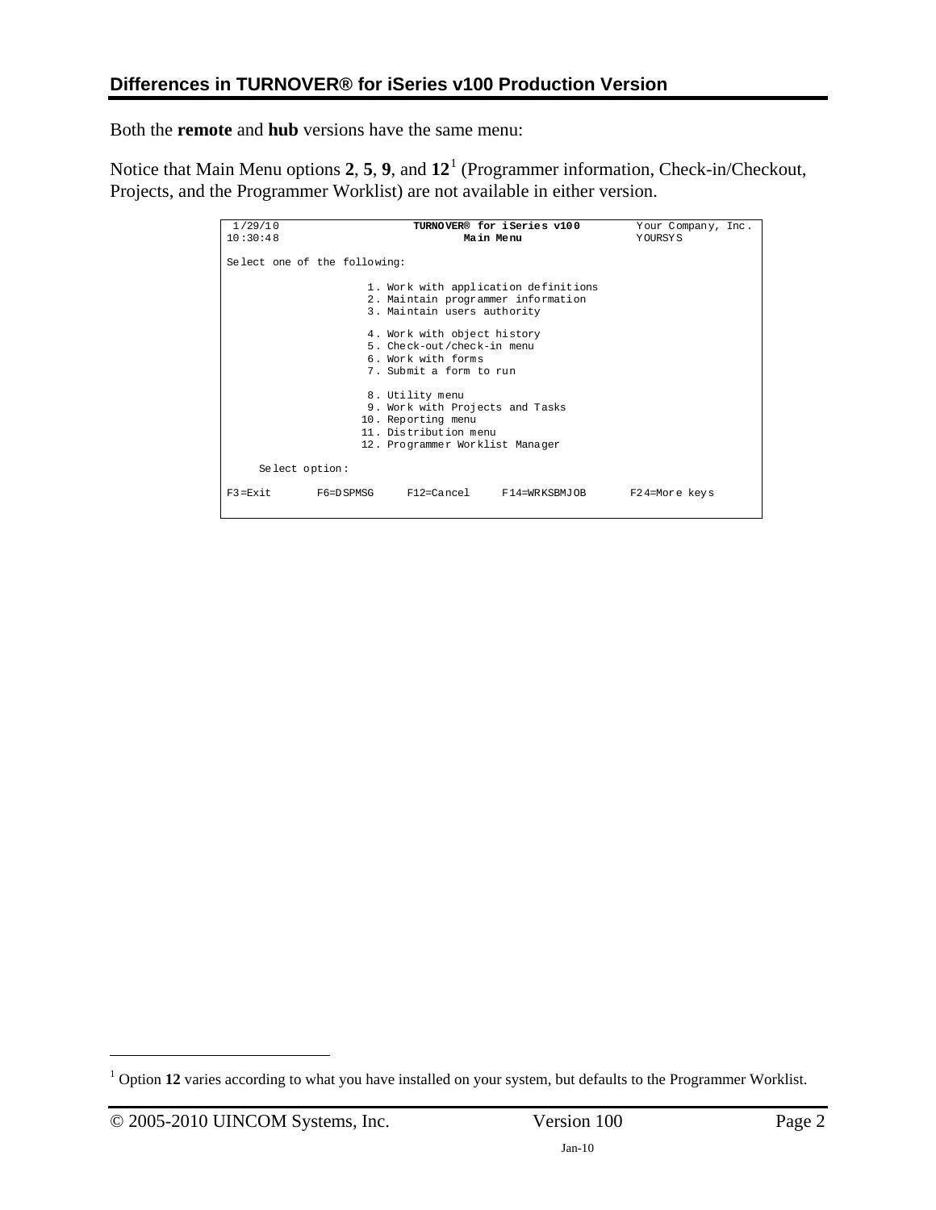## Differences in TURNOVER® for iSeries v100 Production Version

Both the **remote** and **hub** versions have the same menu:

Notice that Main Menu options **2**, **5**, **9**, and **12**[1] (Programmer information, Check-in/Checkout, Projects, and the Programmer Worklist) are not available in either version.

```
 1/29/10                    TURNOVER® for iSeries v100          Your Company, Inc.
10:30:48                            Main Menu                   YOURSYS

Select one of the following:

                      1. Work with application definitions
                      2. Maintain programmer information
                      3. Maintain users authority

                      4. Work with object history
                      5. Check-out/check-in menu
                      6. Work with forms
                      7. Submit a form to run

                      8. Utility menu
                      9. Work with Projects and Tasks
                     10. Reporting menu
                     11. Distribution menu
                     12. Programmer Worklist Manager

     Select option:

F3=Exit       F6=DSPMSG     F12=Cancel     F14=WRKSBMJOB       F24=More keys
```

[1] Option **12** varies according to what you have installed on your system, but defaults to the Programmer Worklist.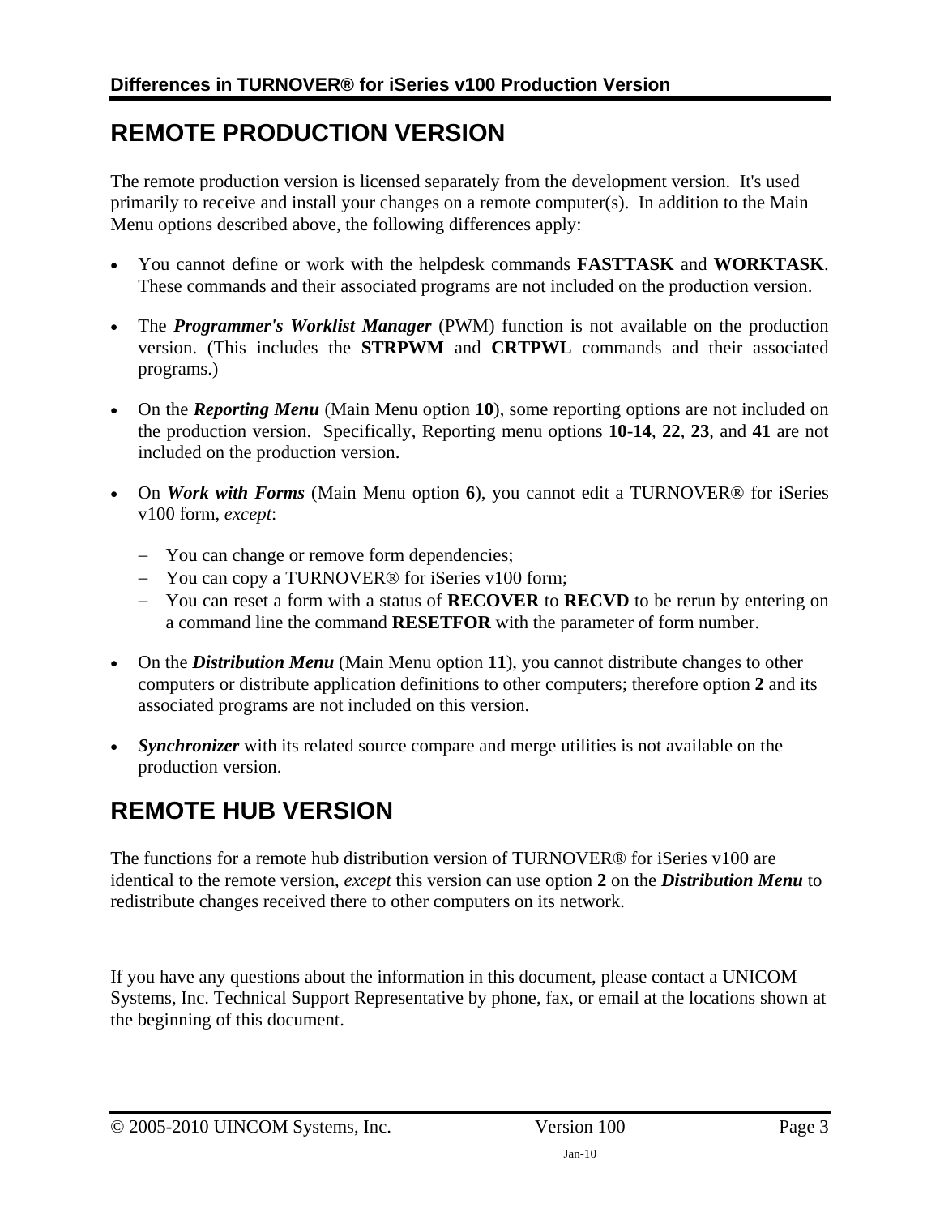# REMOTE PRODUCTION VERSION

The remote production version is licensed separately from the development version. It's used primarily to receive and install your changes on a remote computer(s). In addition to the Main Menu options described above, the following differences apply:

- You cannot define or work with the helpdesk commands **FASTTASK** and **WORKTASK**. These commands and their associated programs are not included on the production version.
- The ***Programmer's Worklist Manager*** (PWM) function is not available on the production version. (This includes the **STRPWM** and **CRTPWL** commands and their associated programs.)
- On the ***Reporting Menu*** (Main Menu option **10**), some reporting options are not included on the production version. Specifically, Reporting menu options **10**-**14**, **22**, **23**, and **41** are not included on the production version.
- On ***Work with Forms*** (Main Menu option **6**), you cannot edit a TURNOVER® for iSeries v100 form, *except*:
  - You can change or remove form dependencies;
  - You can copy a TURNOVER® for iSeries v100 form;
  - You can reset a form with a status of **RECOVER** to **RECVD** to be rerun by entering on a command line the command **RESETFOR** with the parameter of form number.
- On the ***Distribution Menu*** (Main Menu option **11**), you cannot distribute changes to other computers or distribute application definitions to other computers; therefore option **2** and its associated programs are not included on this version.
- ***Synchronizer*** with its related source compare and merge utilities is not available on the production version.

# REMOTE HUB VERSION

The functions for a remote hub distribution version of TURNOVER® for iSeries v100 are identical to the remote version, *except* this version can use option **2** on the ***Distribution Menu*** to redistribute changes received there to other computers on its network.

If you have any questions about the information in this document, please contact a UNICOM Systems, Inc. Technical Support Representative by phone, fax, or email at the locations shown at the beginning of this document.